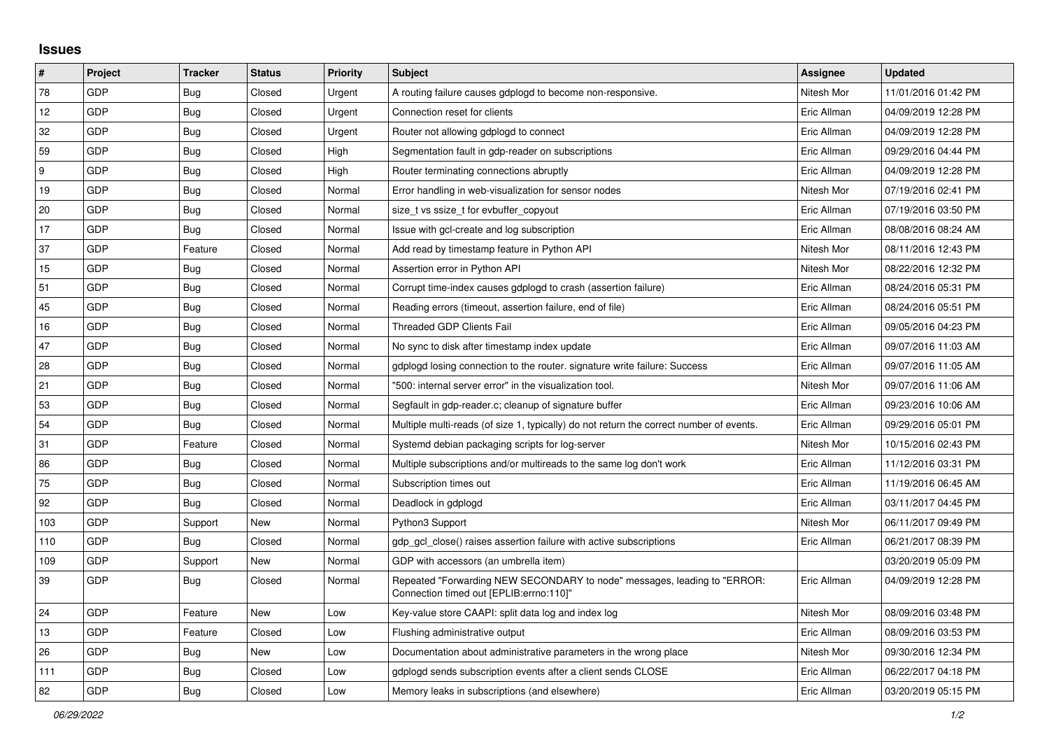## Issues

| # | Project | Tracker | Status | Priority | Subject | Assignee | Updated |
|---|---|---|---|---|---|---|---|
| 78 | GDP | Bug | Closed | Urgent | A routing failure causes gdplogd to become non-responsive. | Nitesh Mor | 11/01/2016 01:42 PM |
| 12 | GDP | Bug | Closed | Urgent | Connection reset for clients | Eric Allman | 04/09/2019 12:28 PM |
| 32 | GDP | Bug | Closed | Urgent | Router not allowing gdplogd to connect | Eric Allman | 04/09/2019 12:28 PM |
| 59 | GDP | Bug | Closed | High | Segmentation fault in gdp-reader on subscriptions | Eric Allman | 09/29/2016 04:44 PM |
| 9 | GDP | Bug | Closed | High | Router terminating connections abruptly | Eric Allman | 04/09/2019 12:28 PM |
| 19 | GDP | Bug | Closed | Normal | Error handling in web-visualization for sensor nodes | Nitesh Mor | 07/19/2016 02:41 PM |
| 20 | GDP | Bug | Closed | Normal | size_t vs ssize_t for evbuffer_copyout | Eric Allman | 07/19/2016 03:50 PM |
| 17 | GDP | Bug | Closed | Normal | Issue with gcl-create and log subscription | Eric Allman | 08/08/2016 08:24 AM |
| 37 | GDP | Feature | Closed | Normal | Add read by timestamp feature in Python API | Nitesh Mor | 08/11/2016 12:43 PM |
| 15 | GDP | Bug | Closed | Normal | Assertion error in Python API | Nitesh Mor | 08/22/2016 12:32 PM |
| 51 | GDP | Bug | Closed | Normal | Corrupt time-index causes gdplogd to crash (assertion failure) | Eric Allman | 08/24/2016 05:31 PM |
| 45 | GDP | Bug | Closed | Normal | Reading errors (timeout, assertion failure, end of file) | Eric Allman | 08/24/2016 05:51 PM |
| 16 | GDP | Bug | Closed | Normal | Threaded GDP Clients Fail | Eric Allman | 09/05/2016 04:23 PM |
| 47 | GDP | Bug | Closed | Normal | No sync to disk after timestamp index update | Eric Allman | 09/07/2016 11:03 AM |
| 28 | GDP | Bug | Closed | Normal | gdplogd losing connection to the router. signature write failure: Success | Eric Allman | 09/07/2016 11:05 AM |
| 21 | GDP | Bug | Closed | Normal | "500: internal server error" in the visualization tool. | Nitesh Mor | 09/07/2016 11:06 AM |
| 53 | GDP | Bug | Closed | Normal | Segfault in gdp-reader.c; cleanup of signature buffer | Eric Allman | 09/23/2016 10:06 AM |
| 54 | GDP | Bug | Closed | Normal | Multiple multi-reads (of size 1, typically) do not return the correct number of events. | Eric Allman | 09/29/2016 05:01 PM |
| 31 | GDP | Feature | Closed | Normal | Systemd debian packaging scripts for log-server | Nitesh Mor | 10/15/2016 02:43 PM |
| 86 | GDP | Bug | Closed | Normal | Multiple subscriptions and/or multireads to the same log don't work | Eric Allman | 11/12/2016 03:31 PM |
| 75 | GDP | Bug | Closed | Normal | Subscription times out | Eric Allman | 11/19/2016 06:45 AM |
| 92 | GDP | Bug | Closed | Normal | Deadlock in gdplogd | Eric Allman | 03/11/2017 04:45 PM |
| 103 | GDP | Support | New | Normal | Python3 Support | Nitesh Mor | 06/11/2017 09:49 PM |
| 110 | GDP | Bug | Closed | Normal | gdp_gcl_close() raises assertion failure with active subscriptions | Eric Allman | 06/21/2017 08:39 PM |
| 109 | GDP | Support | New | Normal | GDP with accessors (an umbrella item) | | 03/20/2019 05:09 PM |
| 39 | GDP | Bug | Closed | Normal | Repeated "Forwarding NEW SECONDARY to node" messages, leading to "ERROR: Connection timed out [EPLIB:errno:110]" | Eric Allman | 04/09/2019 12:28 PM |
| 24 | GDP | Feature | New | Low | Key-value store CAAPI: split data log and index log | Nitesh Mor | 08/09/2016 03:48 PM |
| 13 | GDP | Feature | Closed | Low | Flushing administrative output | Eric Allman | 08/09/2016 03:53 PM |
| 26 | GDP | Bug | New | Low | Documentation about administrative parameters in the wrong place | Nitesh Mor | 09/30/2016 12:34 PM |
| 111 | GDP | Bug | Closed | Low | gdplogd sends subscription events after a client sends CLOSE | Eric Allman | 06/22/2017 04:18 PM |
| 82 | GDP | Bug | Closed | Low | Memory leaks in subscriptions (and elsewhere) | Eric Allman | 03/20/2019 05:15 PM |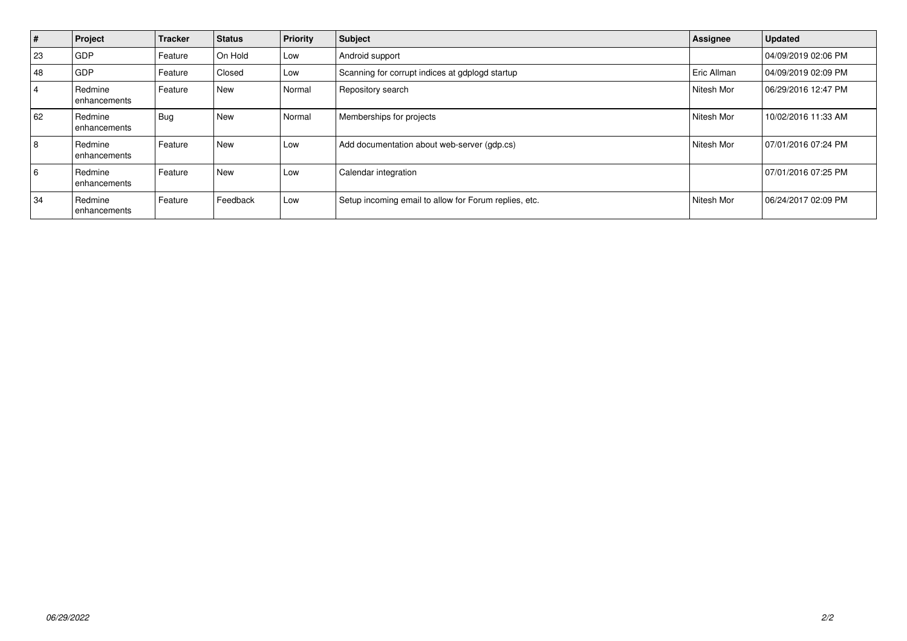| # | Project | Tracker | Status | Priority | Subject | Assignee | Updated |
|---|---|---|---|---|---|---|---|
| 23 | GDP | Feature | On Hold | Low | Android support | | 04/09/2019 02:06 PM |
| 48 | GDP | Feature | Closed | Low | Scanning for corrupt indices at gdplogd startup | Eric Allman | 04/09/2019 02:09 PM |
| 4 | Redmine enhancements | Feature | New | Normal | Repository search | Nitesh Mor | 06/29/2016 12:47 PM |
| 62 | Redmine enhancements | Bug | New | Normal | Memberships for projects | Nitesh Mor | 10/02/2016 11:33 AM |
| 8 | Redmine enhancements | Feature | New | Low | Add documentation about web-server (gdp.cs) | Nitesh Mor | 07/01/2016 07:24 PM |
| 6 | Redmine enhancements | Feature | New | Low | Calendar integration | | 07/01/2016 07:25 PM |
| 34 | Redmine enhancements | Feature | Feedback | Low | Setup incoming email to allow for Forum replies, etc. | Nitesh Mor | 06/24/2017 02:09 PM |